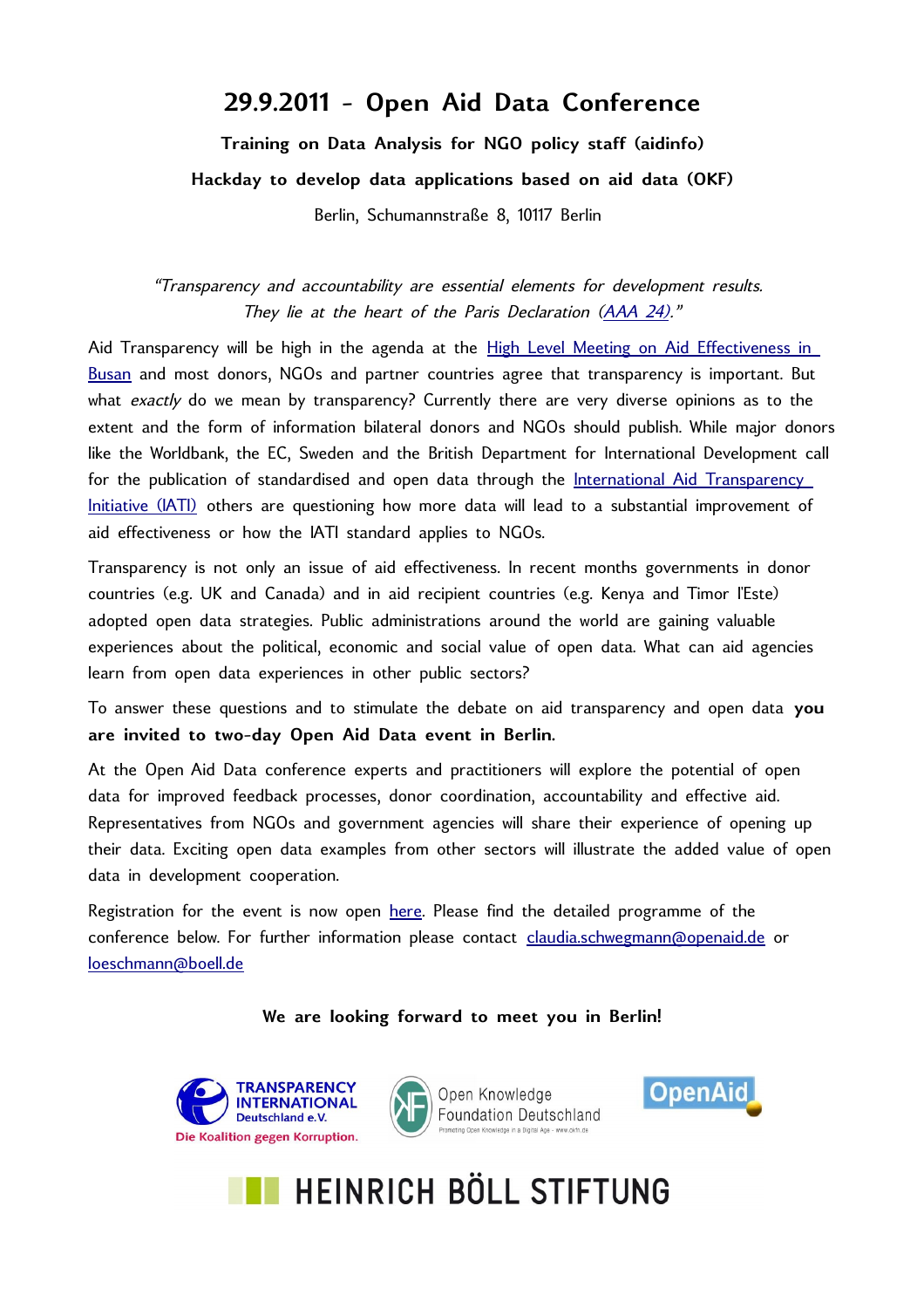# 29.9.2011 - Open Aid Data Conference

**Training on Data Analysis for NGO policy staff (aidinfo)**

**Hackday to develop data applications based on aid data (OKF)**

Berlin, Schumannstraße 8, 10117 Berlin

*"Transparency and accountability are essential elements for development results. They lie at the heart of the Paris Declaration (AAA 24)."*

Aid Transparency will be high in the agenda at the High Level Meeting on Aid Effectiveness in Busan and most donors, NGOs and partner countries agree that transparency is important. But what *exactly* do we mean by transparency? Currently there are very diverse opinions as to the extent and the form of information bilateral donors and NGOs should publish. While major donors like the Worldbank, the EC, Sweden and the British Department for International Development call for the publication of standardised and open data through the International Aid Transparency Initiative (IATI) others are questioning how more data will lead to a substantial improvement of aid effectiveness or how the IATI standard applies to NGOs.

Transparency is not only an issue of aid effectiveness. In recent months governments in donor countries (e.g. UK and Canada) and in aid recipient countries (e.g. Kenya and Timor l'Este) adopted open data strategies. Public administrations around the world are gaining valuable experiences about the political, economic and social value of open data. What can aid agencies learn from open data experiences in other public sectors?

To answer these questions and to stimulate the debate on aid transparency and open data **you are invited to two-day Open Aid Data event in Berlin.**

At the Open Aid Data conference experts and practitioners will explore the potential of open data for improved feedback processes, donor coordination, accountability and effective aid. Representatives from NGOs and government agencies will share their experience of opening up their data. Exciting open data examples from other sectors will illustrate the added value of open data in development cooperation.

Registration for the event is now open here. Please find the detailed programme of the conference below. For further information please contact claudia.schwegmann@openaid.de or loeschmann@boell.de

**We are looking forward to meet you in Berlin!**

TRANSPARENCY INTERNATIONAL Deutschland e.V. – Die Koalition gegen Korruption.

Open Knowledge Foundation Deutschland

OpenAid

HEINRICH BÖLL STIFTUNG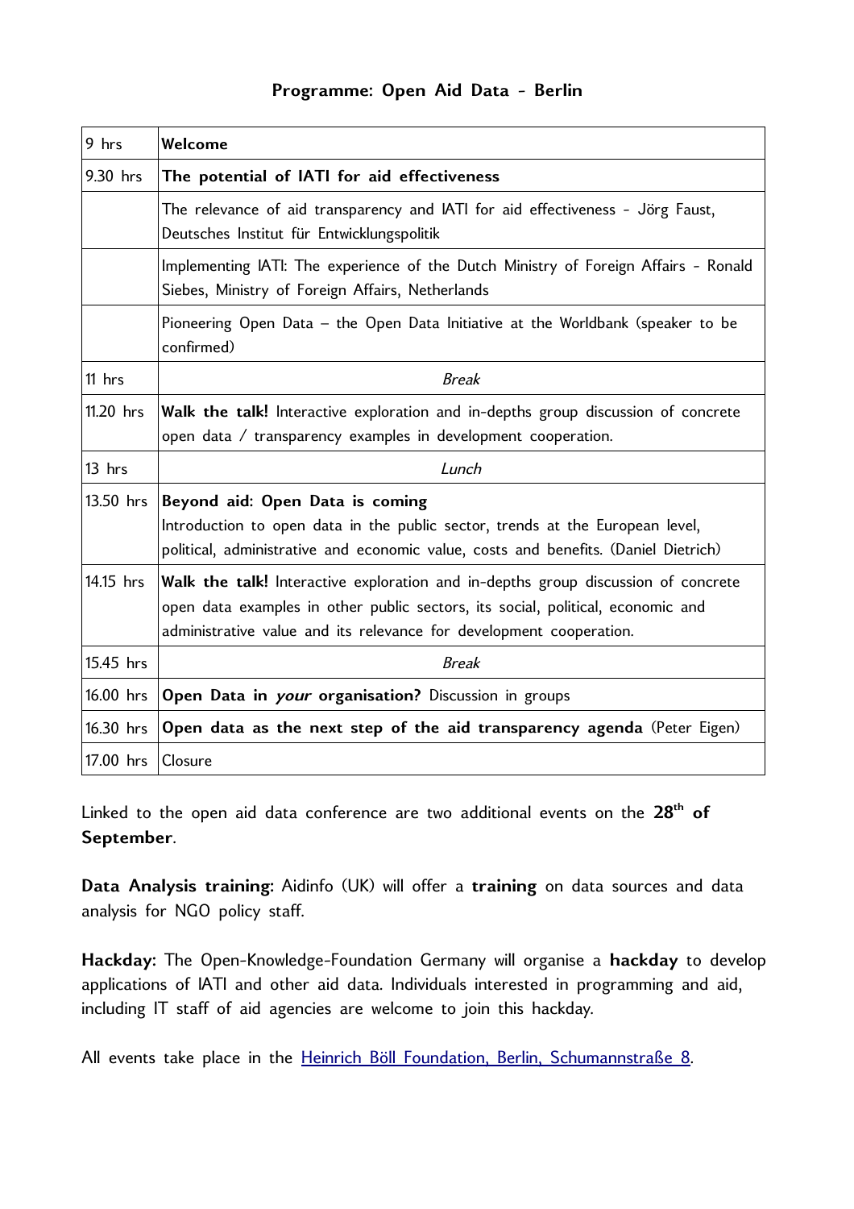## Programme: Open Aid Data - Berlin

| | |
|---|---|
| 9 hrs | **Welcome** |
| 9.30 hrs | **The potential of IATI for aid effectiveness** |
| | The relevance of aid transparency and IATI for aid effectiveness - Jörg Faust, Deutsches Institut für Entwicklungspolitik |
| | Implementing IATI: The experience of the Dutch Ministry of Foreign Affairs - Ronald Siebes, Ministry of Foreign Affairs, Netherlands |
| | Pioneering Open Data – the Open Data Initiative at the Worldbank (speaker to be confirmed) |
| 11 hrs | *Break* |
| 11.20 hrs | **Walk the talk!** Interactive exploration and in-depths group discussion of concrete open data / transparency examples in development cooperation. |
| 13 hrs | *Lunch* |
| 13.50 hrs | **Beyond aid: Open Data is coming** Introduction to open data in the public sector, trends at the European level, political, administrative and economic value, costs and benefits. (Daniel Dietrich) |
| 14.15 hrs | **Walk the talk!** Interactive exploration and in-depths group discussion of concrete open data examples in other public sectors, its social, political, economic and administrative value and its relevance for development cooperation. |
| 15.45 hrs | *Break* |
| 16.00 hrs | **Open Data in *your* organisation?** Discussion in groups |
| 16.30 hrs | **Open data as the next step of the aid transparency agenda** (Peter Eigen) |
| 17.00 hrs | Closure |

Linked to the open aid data conference are two additional events on the **28th of September**.

**Data Analysis training:** Aidinfo (UK) will offer a **training** on data sources and data analysis for NGO policy staff.

**Hackday:** The Open-Knowledge-Foundation Germany will organise a **hackday** to develop applications of IATI and other aid data. Individuals interested in programming and aid, including IT staff of aid agencies are welcome to join this hackday.

All events take place in the Heinrich Böll Foundation, Berlin, Schumannstraße 8.